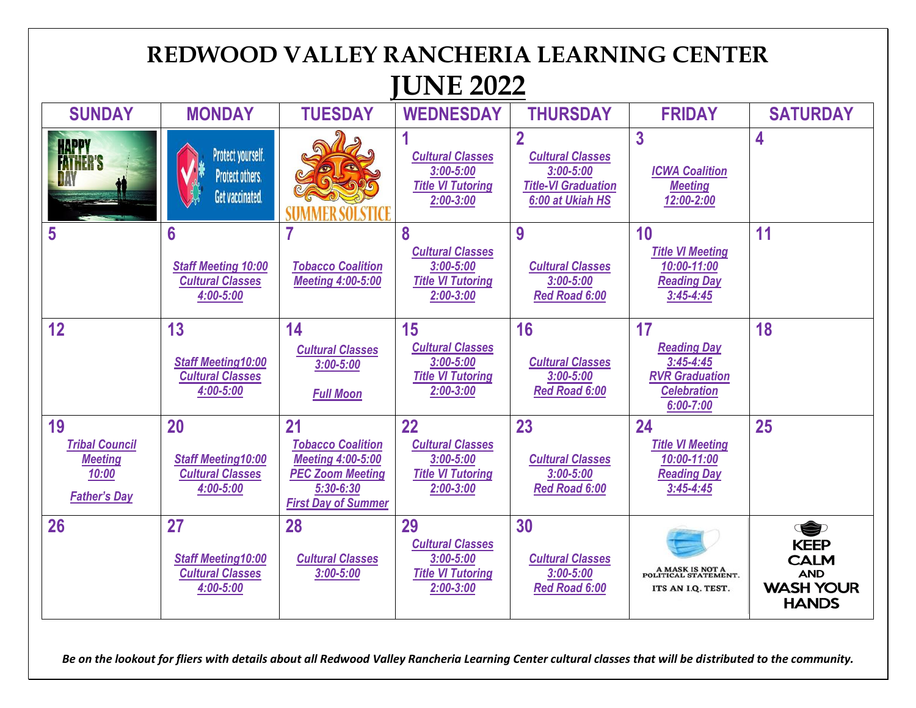# REDWOOD VALLEY RANCHERIA LEARNING CENTER

## JUNE 2022

| SUNDAY | MONDAY | TUESDAY | WEDNESDAY | THURSDAY | FRIDAY | SATURDAY |
|---|---|---|---|---|---|---|
| HAPPY FATHER'S DAY | Protect yourself. Protect others. Get vaccinated. | SUMMER SOLSTICE | **1** *Cultural Classes 3:00-5:00* *Title VI Tutoring 2:00-3:00* | **2** *Cultural Classes 3:00-5:00* *Title-VI Graduation 6:00 at Ukiah HS* | **3** *ICWA Coalition Meeting 12:00-2:00* | **4** |
| **5** | **6** *Staff Meeting 10:00* *Cultural Classes 4:00-5:00* | **7** *Tobacco Coalition Meeting 4:00-5:00* | **8** *Cultural Classes 3:00-5:00* *Title VI Tutoring 2:00-3:00* | **9** *Cultural Classes 3:00-5:00* *Red Road 6:00* | **10** *Title VI Meeting 10:00-11:00* *Reading Day 3:45-4:45* | **11** |
| **12** | **13** *Staff Meeting10:00* *Cultural Classes 4:00-5:00* | **14** *Cultural Classes 3:00-5:00* *Full Moon* | **15** *Cultural Classes 3:00-5:00* *Title VI Tutoring 2:00-3:00* | **16** *Cultural Classes 3:00-5:00* *Red Road 6:00* | **17** *Reading Day 3:45-4:45* *RVR Graduation Celebration 6:00-7:00* | **18** |
| **19** *Tribal Council Meeting 10:00* *Father's Day* | **20** *Staff Meeting10:00* *Cultural Classes 4:00-5:00* | **21** *Tobacco Coalition Meeting 4:00-5:00* *PEC Zoom Meeting 5:30-6:30* *First Day of Summer* | **22** *Cultural Classes 3:00-5:00* *Title VI Tutoring 2:00-3:00* | **23** *Cultural Classes 3:00-5:00* *Red Road 6:00* | **24** *Title VI Meeting 10:00-11:00* *Reading Day 3:45-4:45* | **25** |
| **26** | **27** *Staff Meeting10:00* *Cultural Classes 4:00-5:00* | **28** *Cultural Classes 3:00-5:00* | **29** *Cultural Classes 3:00-5:00* *Title VI Tutoring 2:00-3:00* | **30** *Cultural Classes 3:00-5:00* *Red Road 6:00* | A MASK IS NOT A POLITICAL STATEMENT. ITS AN I.Q. TEST. | KEEP CALM AND WASH YOUR HANDS |

*Be on the lookout for fliers with details about all Redwood Valley Rancheria Learning Center cultural classes that will be distributed to the community.*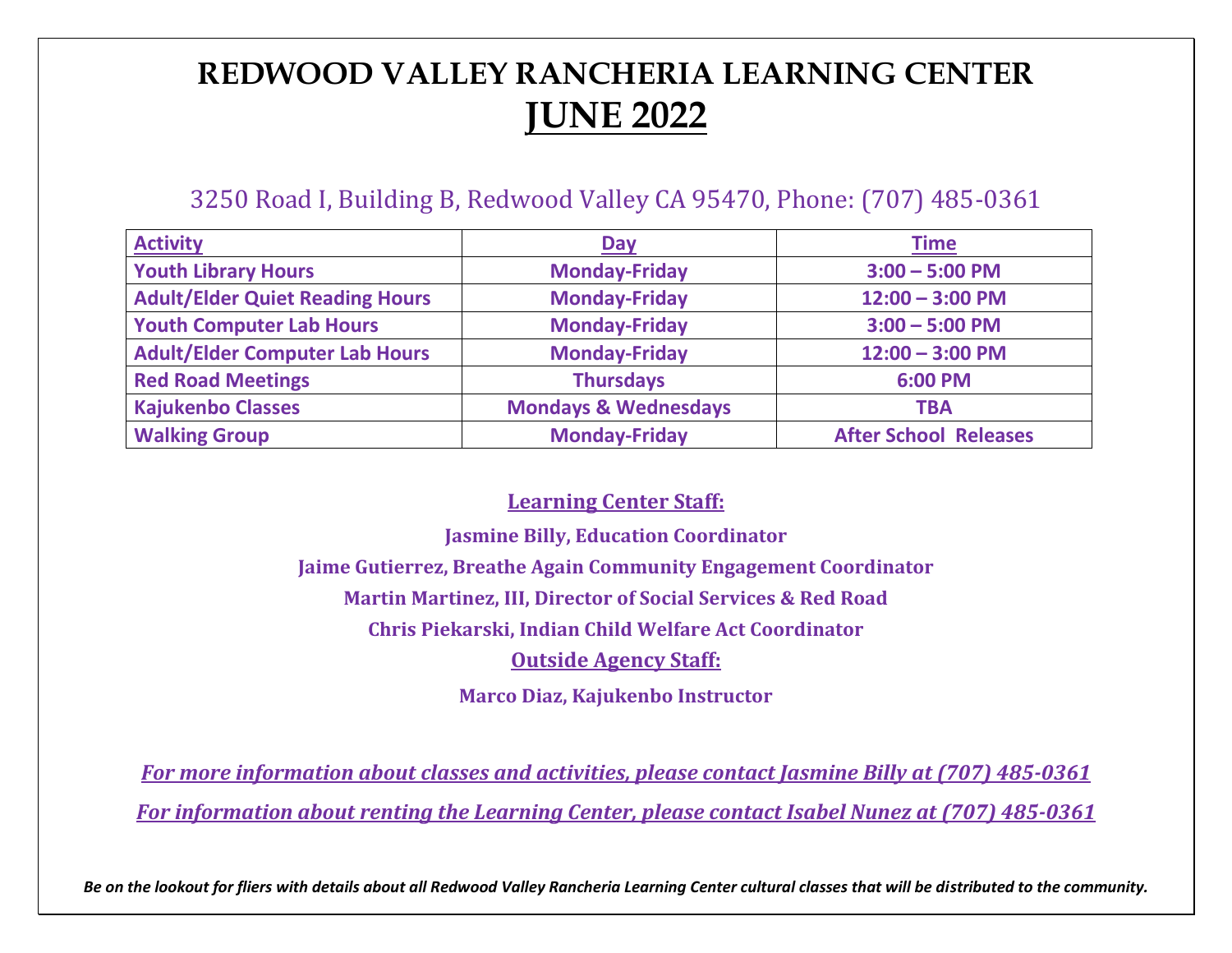# REDWOOD VALLEY RANCHERIA LEARNING CENTER

# JUNE 2022

3250 Road I, Building B, Redwood Valley CA 95470, Phone: (707) 485-0361

| Activity | Day | Time |
|---|---|---|
| **Youth Library Hours** | **Monday-Friday** | **3:00 – 5:00 PM** |
| **Adult/Elder Quiet Reading Hours** | **Monday-Friday** | **12:00 – 3:00 PM** |
| **Youth Computer Lab Hours** | **Monday-Friday** | **3:00 – 5:00 PM** |
| **Adult/Elder Computer Lab Hours** | **Monday-Friday** | **12:00 – 3:00 PM** |
| **Red Road Meetings** | **Thursdays** | **6:00 PM** |
| **Kajukenbo Classes** | **Mondays & Wednesdays** | **TBA** |
| **Walking Group** | **Monday-Friday** | **After School Releases** |

**Learning Center Staff:**

**Jasmine Billy, Education Coordinator**

**Jaime Gutierrez, Breathe Again Community Engagement Coordinator**

**Martin Martinez, III, Director of Social Services & Red Road**

**Chris Piekarski, Indian Child Welfare Act Coordinator**

**Outside Agency Staff:**

**Marco Diaz, Kajukenbo Instructor**

***For more information about classes and activities, please contact Jasmine Billy at (707) 485-0361***

***For information about renting the Learning Center, please contact Isabel Nunez at (707) 485-0361***

***Be on the lookout for fliers with details about all Redwood Valley Rancheria Learning Center cultural classes that will be distributed to the community.***